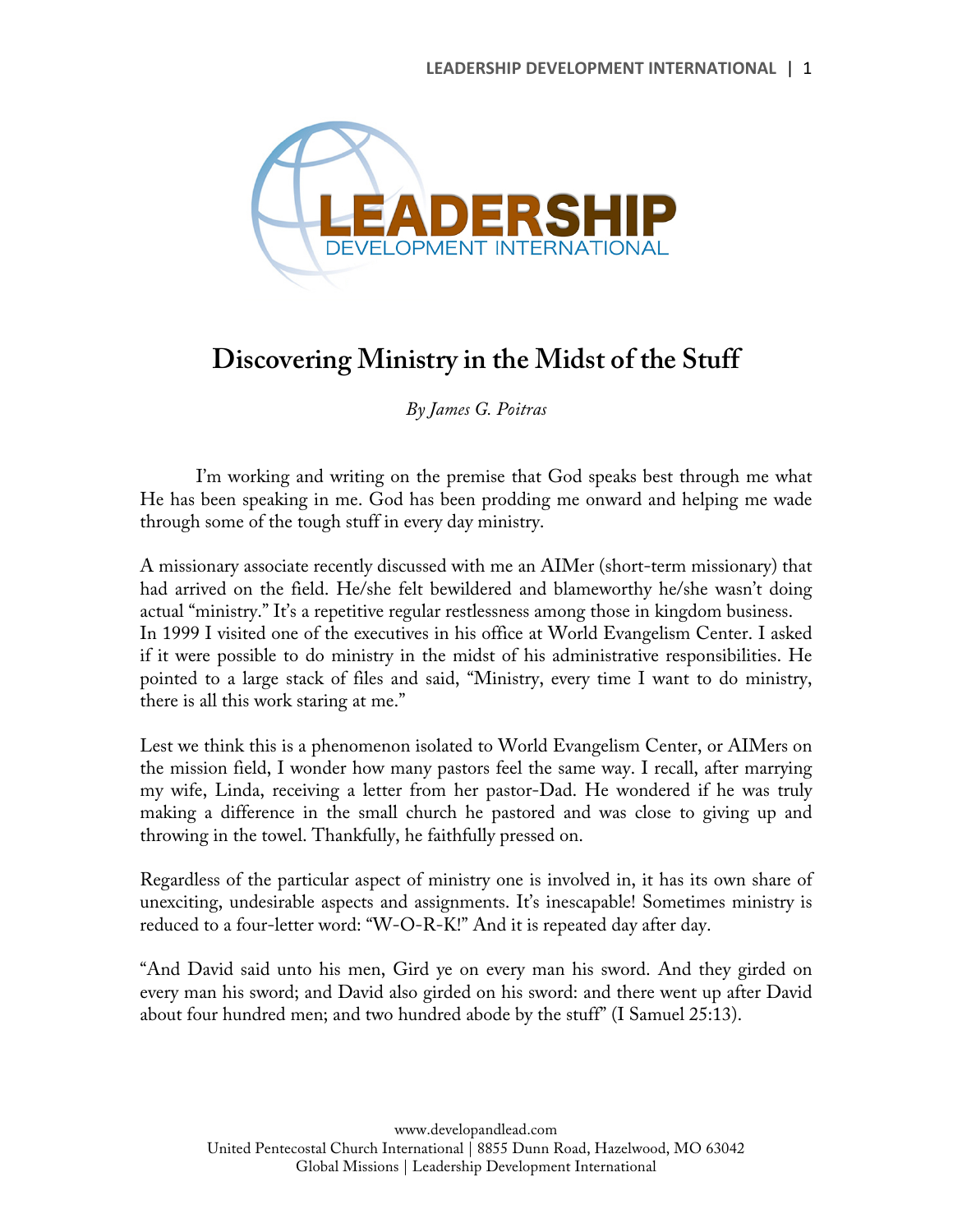# Discovering Ministry in the Midst of the Stuff

*By James G. Poitras*

I'm working and writing on the premise that God speaks best through me what He has been speaking in me. God has been prodding me onward and helping me wade through some of the tough stuff in every day ministry.

A missionary associate recently discussed with me an AIMer (short-term missionary) that had arrived on the field. He/she felt bewildered and blameworthy he/she wasn't doing actual "ministry." It's a repetitive regular restlessness among those in kingdom business. In 1999 I visited one of the executives in his office at World Evangelism Center. I asked if it were possible to do ministry in the midst of his administrative responsibilities. He pointed to a large stack of files and said, "Ministry, every time I want to do ministry, there is all this work staring at me."

Lest we think this is a phenomenon isolated to World Evangelism Center, or AIMers on the mission field, I wonder how many pastors feel the same way. I recall, after marrying my wife, Linda, receiving a letter from her pastor-Dad. He wondered if he was truly making a difference in the small church he pastored and was close to giving up and throwing in the towel. Thankfully, he faithfully pressed on.

Regardless of the particular aspect of ministry one is involved in, it has its own share of unexciting, undesirable aspects and assignments. It's inescapable! Sometimes ministry is reduced to a four-letter word: "W-O-R-K!" And it is repeated day after day.

"And David said unto his men, Gird ye on every man his sword. And they girded on every man his sword; and David also girded on his sword: and there went up after David about four hundred men; and two hundred abode by the stuff" (I Samuel 25:13).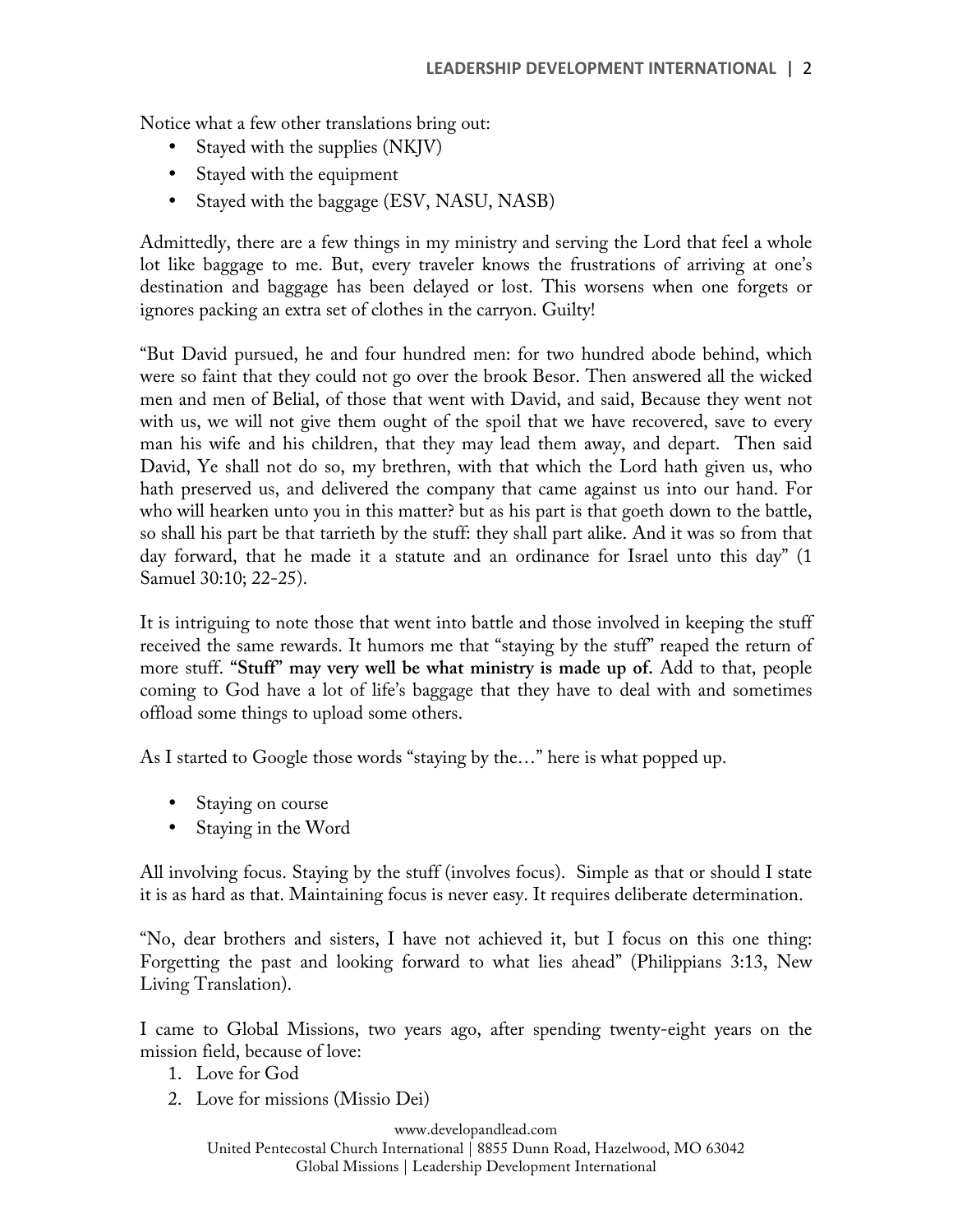Notice what a few other translations bring out:

- Stayed with the supplies (NKJV)
- Stayed with the equipment
- Stayed with the baggage (ESV, NASU, NASB)

Admittedly, there are a few things in my ministry and serving the Lord that feel a whole lot like baggage to me. But, every traveler knows the frustrations of arriving at one's destination and baggage has been delayed or lost. This worsens when one forgets or ignores packing an extra set of clothes in the carryon. Guilty!

"But David pursued, he and four hundred men: for two hundred abode behind, which were so faint that they could not go over the brook Besor. Then answered all the wicked men and men of Belial, of those that went with David, and said, Because they went not with us, we will not give them ought of the spoil that we have recovered, save to every man his wife and his children, that they may lead them away, and depart. Then said David, Ye shall not do so, my brethren, with that which the Lord hath given us, who hath preserved us, and delivered the company that came against us into our hand. For who will hearken unto you in this matter? but as his part is that goeth down to the battle, so shall his part be that tarrieth by the stuff: they shall part alike. And it was so from that day forward, that he made it a statute and an ordinance for Israel unto this day" (1 Samuel 30:10; 22-25).

It is intriguing to note those that went into battle and those involved in keeping the stuff received the same rewards. It humors me that "staying by the stuff" reaped the return of more stuff. **"Stuff" may very well be what ministry is made up of.** Add to that, people coming to God have a lot of life's baggage that they have to deal with and sometimes offload some things to upload some others.

As I started to Google those words "staying by the…" here is what popped up.

- Staying on course
- Staying in the Word

All involving focus. Staying by the stuff (involves focus). Simple as that or should I state it is as hard as that. Maintaining focus is never easy. It requires deliberate determination.

"No, dear brothers and sisters, I have not achieved it, but I focus on this one thing: Forgetting the past and looking forward to what lies ahead" (Philippians 3:13, New Living Translation).

I came to Global Missions, two years ago, after spending twenty-eight years on the mission field, because of love:

1. Love for God
2. Love for missions (Missio Dei)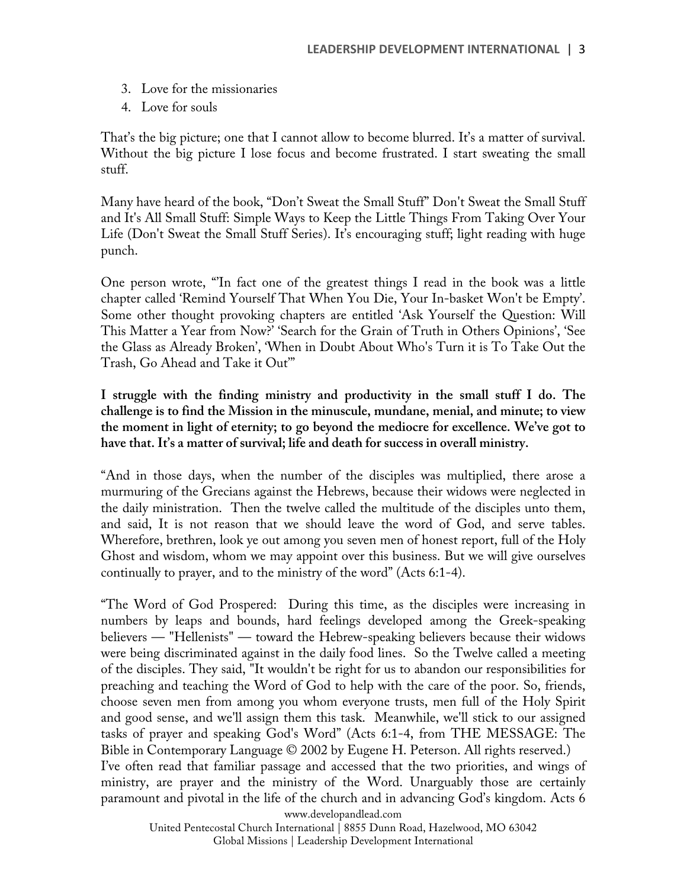3. Love for the missionaries
4. Love for souls

That's the big picture; one that I cannot allow to become blurred. It's a matter of survival. Without the big picture I lose focus and become frustrated. I start sweating the small stuff.

Many have heard of the book, "Don't Sweat the Small Stuff" Don't Sweat the Small Stuff and It's All Small Stuff: Simple Ways to Keep the Little Things From Taking Over Your Life (Don't Sweat the Small Stuff Series). It's encouraging stuff; light reading with huge punch.

One person wrote, "'In fact one of the greatest things I read in the book was a little chapter called 'Remind Yourself That When You Die, Your In-basket Won't be Empty'. Some other thought provoking chapters are entitled 'Ask Yourself the Question: Will This Matter a Year from Now?' 'Search for the Grain of Truth in Others Opinions', 'See the Glass as Already Broken', 'When in Doubt About Who's Turn it is To Take Out the Trash, Go Ahead and Take it Out'"

**I struggle with the finding ministry and productivity in the small stuff I do. The challenge is to find the Mission in the minuscule, mundane, menial, and minute; to view the moment in light of eternity; to go beyond the mediocre for excellence. We've got to have that. It's a matter of survival; life and death for success in overall ministry.**

"And in those days, when the number of the disciples was multiplied, there arose a murmuring of the Grecians against the Hebrews, because their widows were neglected in the daily ministration. Then the twelve called the multitude of the disciples unto them, and said, It is not reason that we should leave the word of God, and serve tables. Wherefore, brethren, look ye out among you seven men of honest report, full of the Holy Ghost and wisdom, whom we may appoint over this business. But we will give ourselves continually to prayer, and to the ministry of the word" (Acts 6:1-4).

"The Word of God Prospered: During this time, as the disciples were increasing in numbers by leaps and bounds, hard feelings developed among the Greek-speaking believers — "Hellenists" — toward the Hebrew-speaking believers because their widows were being discriminated against in the daily food lines. So the Twelve called a meeting of the disciples. They said, "It wouldn't be right for us to abandon our responsibilities for preaching and teaching the Word of God to help with the care of the poor. So, friends, choose seven men from among you whom everyone trusts, men full of the Holy Spirit and good sense, and we'll assign them this task. Meanwhile, we'll stick to our assigned tasks of prayer and speaking God's Word" (Acts 6:1-4, from THE MESSAGE: The Bible in Contemporary Language © 2002 by Eugene H. Peterson. All rights reserved.)
I've often read that familiar passage and accessed that the two priorities, and wings of ministry, are prayer and the ministry of the Word. Unarguably those are certainly paramount and pivotal in the life of the church and in advancing God's kingdom. Acts 6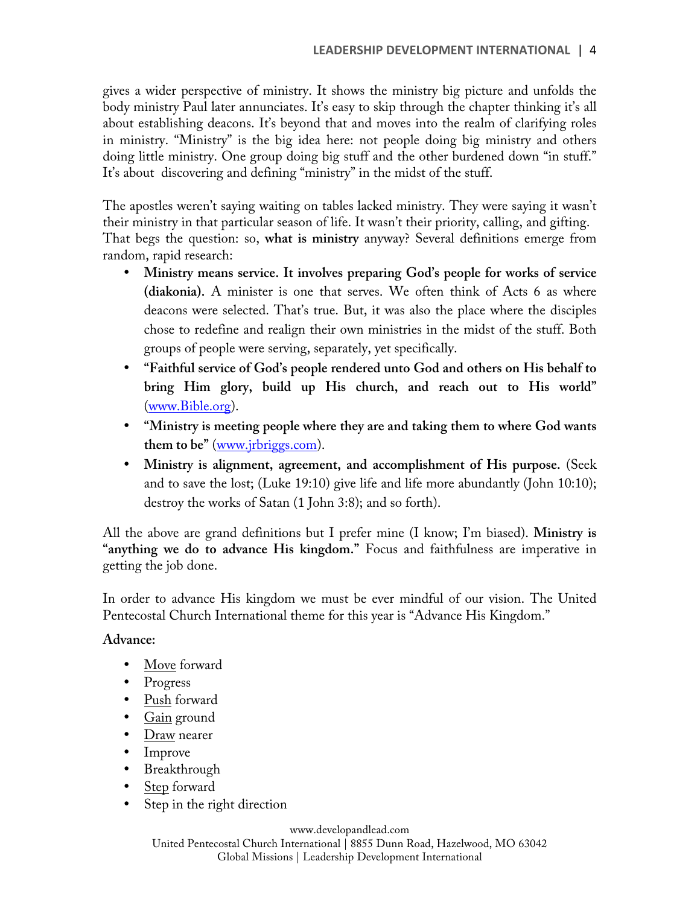gives a wider perspective of ministry. It shows the ministry big picture and unfolds the body ministry Paul later annunciates. It's easy to skip through the chapter thinking it's all about establishing deacons. It's beyond that and moves into the realm of clarifying roles in ministry. "Ministry" is the big idea here: not people doing big ministry and others doing little ministry. One group doing big stuff and the other burdened down "in stuff." It's about discovering and defining "ministry" in the midst of the stuff.

The apostles weren't saying waiting on tables lacked ministry. They were saying it wasn't their ministry in that particular season of life. It wasn't their priority, calling, and gifting. That begs the question: so, **what is ministry** anyway? Several definitions emerge from random, rapid research:

- **Ministry means service. It involves preparing God's people for works of service (diakonia).** A minister is one that serves. We often think of Acts 6 as where deacons were selected. That's true. But, it was also the place where the disciples chose to redefine and realign their own ministries in the midst of the stuff. Both groups of people were serving, separately, yet specifically.
- **"Faithful service of God's people rendered unto God and others on His behalf to bring Him glory, build up His church, and reach out to His world"** (www.Bible.org).
- **"Ministry is meeting people where they are and taking them to where God wants them to be"** (www.jrbriggs.com).
- **Ministry is alignment, agreement, and accomplishment of His purpose.** (Seek and to save the lost; (Luke 19:10) give life and life more abundantly (John 10:10); destroy the works of Satan (1 John 3:8); and so forth).

All the above are grand definitions but I prefer mine (I know; I'm biased). **Ministry is "anything we do to advance His kingdom."** Focus and faithfulness are imperative in getting the job done.

In order to advance His kingdom we must be ever mindful of our vision. The United Pentecostal Church International theme for this year is "Advance His Kingdom."

**Advance:**

- <u>Move</u> forward
- Progress
- <u>Push</u> forward
- <u>Gain</u> ground
- <u>Draw</u> nearer
- Improve
- Breakthrough
- <u>Step</u> forward
- Step in the right direction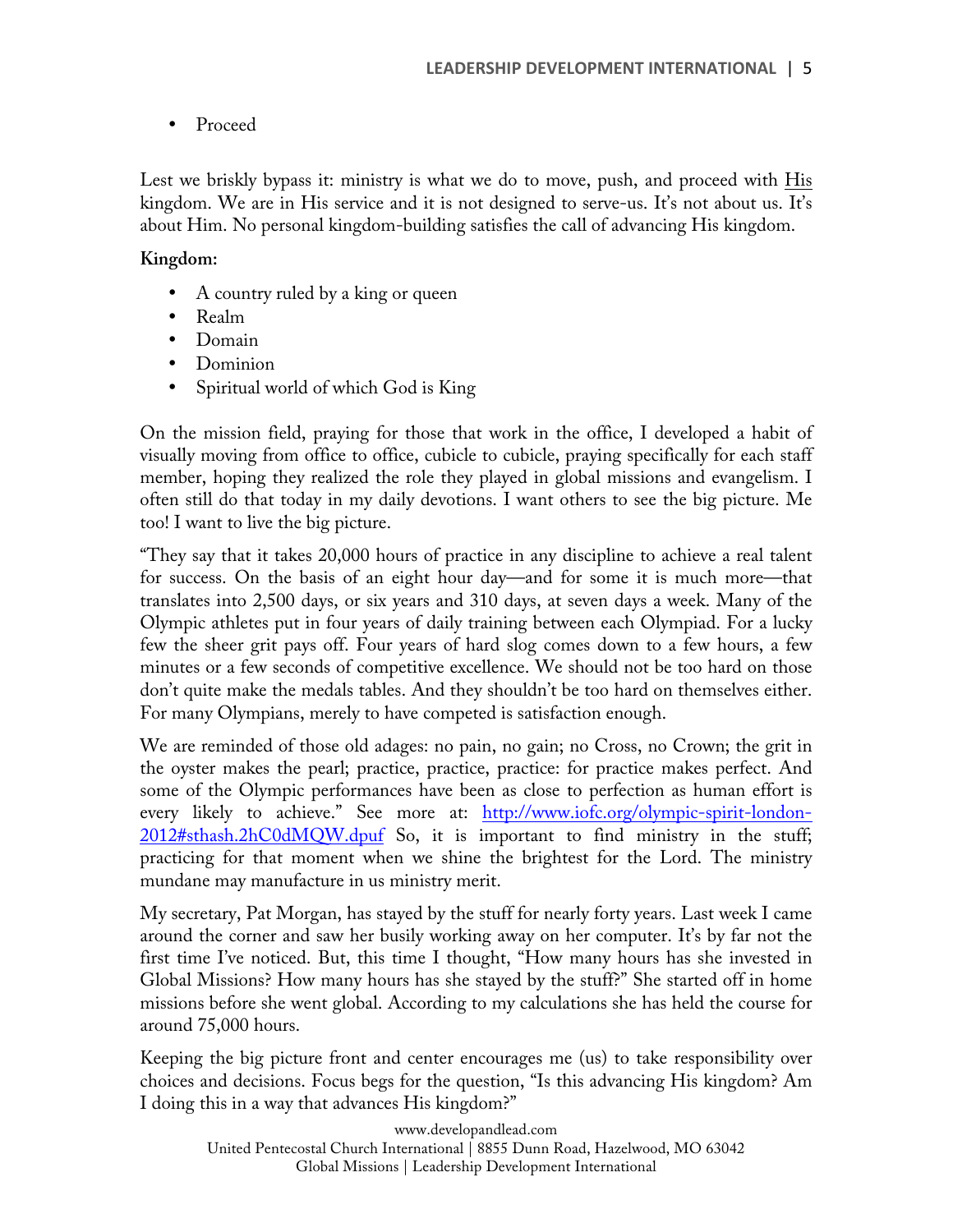- Proceed

Lest we briskly bypass it: ministry is what we do to move, push, and proceed with <u>His</u> kingdom. We are in His service and it is not designed to serve-us. It's not about us. It's about Him. No personal kingdom-building satisfies the call of advancing His kingdom.

**Kingdom:**

- A country ruled by a king or queen
- Realm
- Domain
- Dominion
- Spiritual world of which God is King

On the mission field, praying for those that work in the office, I developed a habit of visually moving from office to office, cubicle to cubicle, praying specifically for each staff member, hoping they realized the role they played in global missions and evangelism. I often still do that today in my daily devotions. I want others to see the big picture. Me too! I want to live the big picture.

"They say that it takes 20,000 hours of practice in any discipline to achieve a real talent for success. On the basis of an eight hour day—and for some it is much more—that translates into 2,500 days, or six years and 310 days, at seven days a week. Many of the Olympic athletes put in four years of daily training between each Olympiad. For a lucky few the sheer grit pays off. Four years of hard slog comes down to a few hours, a few minutes or a few seconds of competitive excellence. We should not be too hard on those don't quite make the medals tables. And they shouldn't be too hard on themselves either. For many Olympians, merely to have competed is satisfaction enough.

We are reminded of those old adages: no pain, no gain; no Cross, no Crown; the grit in the oyster makes the pearl; practice, practice, practice: for practice makes perfect. And some of the Olympic performances have been as close to perfection as human effort is every likely to achieve." See more at: [http://www.iofc.org/olympic-spirit-london-2012#sthash.2hC0dMQW.dpuf](http://www.iofc.org/olympic-spirit-london-2012#sthash.2hC0dMQW.dpuf) So, it is important to find ministry in the stuff; practicing for that moment when we shine the brightest for the Lord. The ministry mundane may manufacture in us ministry merit.

My secretary, Pat Morgan, has stayed by the stuff for nearly forty years. Last week I came around the corner and saw her busily working away on her computer. It's by far not the first time I've noticed. But, this time I thought, "How many hours has she invested in Global Missions? How many hours has she stayed by the stuff?" She started off in home missions before she went global. According to my calculations she has held the course for around 75,000 hours.

Keeping the big picture front and center encourages me (us) to take responsibility over choices and decisions. Focus begs for the question, "Is this advancing His kingdom? Am I doing this in a way that advances His kingdom?"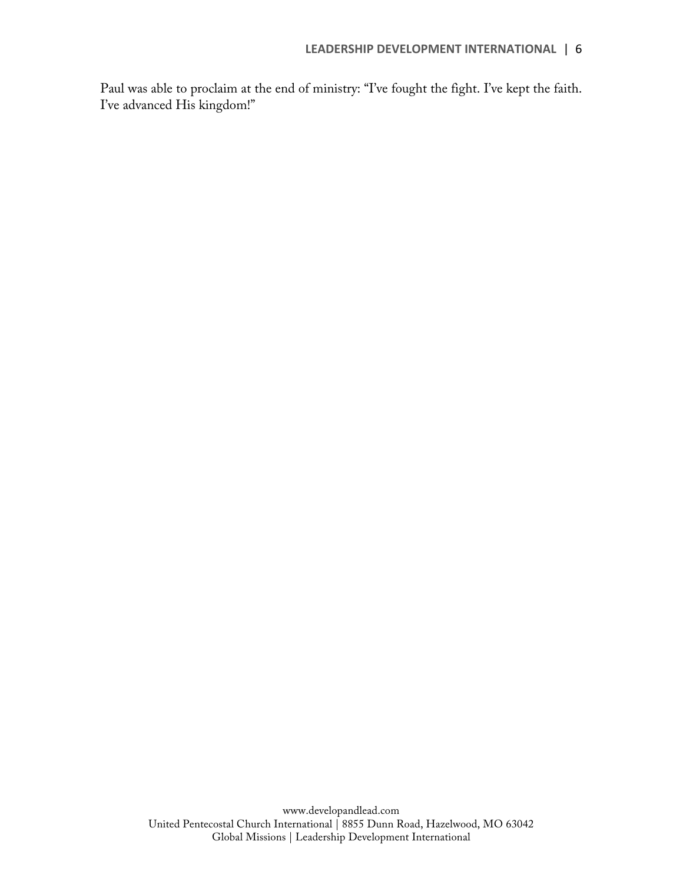Paul was able to proclaim at the end of ministry: "I've fought the fight. I've kept the faith. I've advanced His kingdom!"